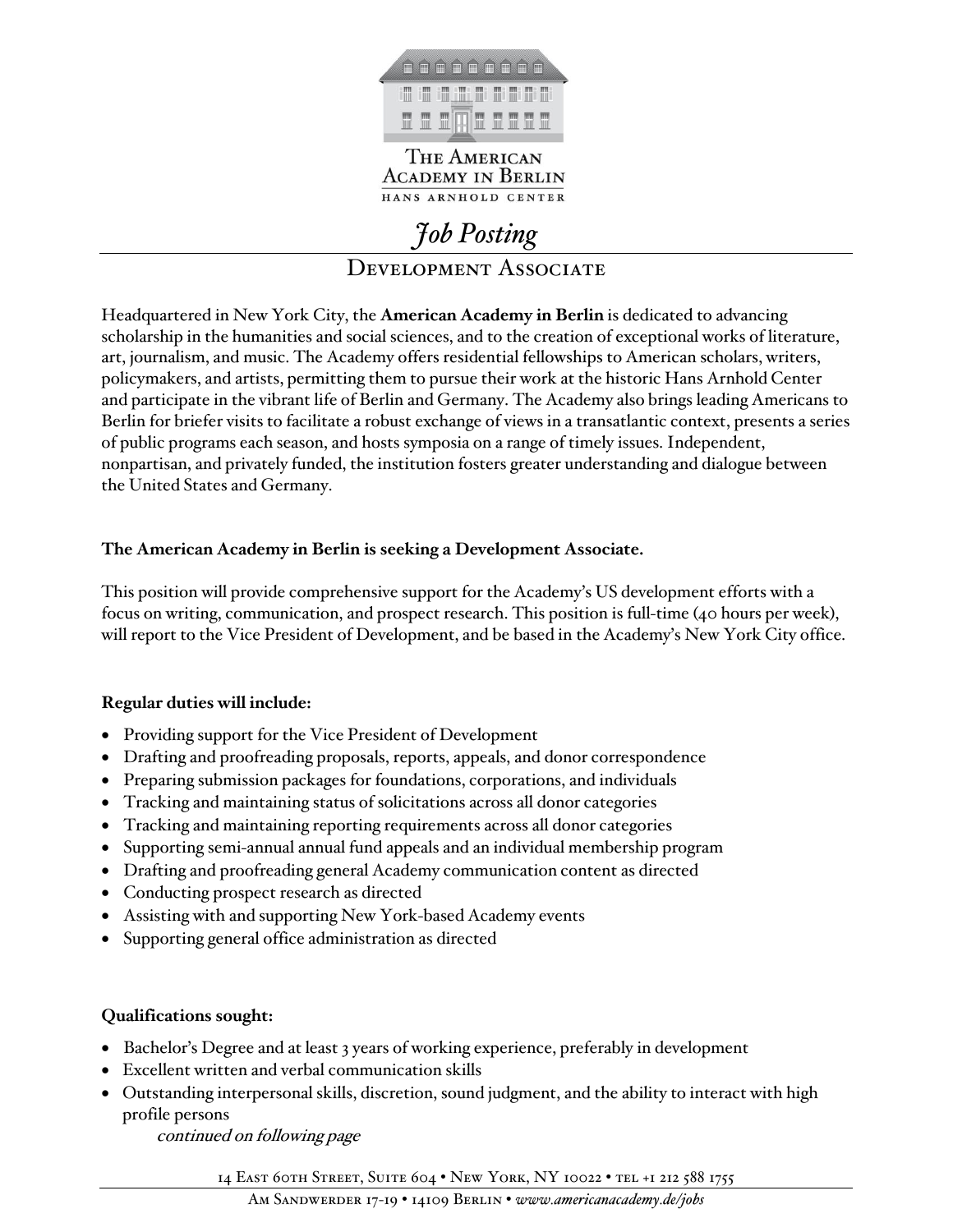THE AMERICAN ACADEMY IN BERLIN
HANS ARNHOLD CENTER

# *Job Posting*

## Development Associate

Headquartered in New York City, the **American Academy in Berlin** is dedicated to advancing scholarship in the humanities and social sciences, and to the creation of exceptional works of literature, art, journalism, and music. The Academy offers residential fellowships to American scholars, writers, policymakers, and artists, permitting them to pursue their work at the historic Hans Arnhold Center and participate in the vibrant life of Berlin and Germany. The Academy also brings leading Americans to Berlin for briefer visits to facilitate a robust exchange of views in a transatlantic context, presents a series of public programs each season, and hosts symposia on a range of timely issues. Independent, nonpartisan, and privately funded, the institution fosters greater understanding and dialogue between the United States and Germany.

**The American Academy in Berlin is seeking a Development Associate.**

This position will provide comprehensive support for the Academy's US development efforts with a focus on writing, communication, and prospect research. This position is full-time (40 hours per week), will report to the Vice President of Development, and be based in the Academy's New York City office.

**Regular duties will include:**

- Providing support for the Vice President of Development
- Drafting and proofreading proposals, reports, appeals, and donor correspondence
- Preparing submission packages for foundations, corporations, and individuals
- Tracking and maintaining status of solicitations across all donor categories
- Tracking and maintaining reporting requirements across all donor categories
- Supporting semi-annual annual fund appeals and an individual membership program
- Drafting and proofreading general Academy communication content as directed
- Conducting prospect research as directed
- Assisting with and supporting New York-based Academy events
- Supporting general office administration as directed

**Qualifications sought:**

- Bachelor's Degree and at least 3 years of working experience, preferably in development
- Excellent written and verbal communication skills
- Outstanding interpersonal skills, discretion, sound judgment, and the ability to interact with high profile persons

*continued on following page*

14 East 60th Street, Suite 604 • New York, NY 10022 • tel +1 212 588 1755
Am Sandwerder 17-19 • 14109 Berlin • *www.americanacademy.de/jobs*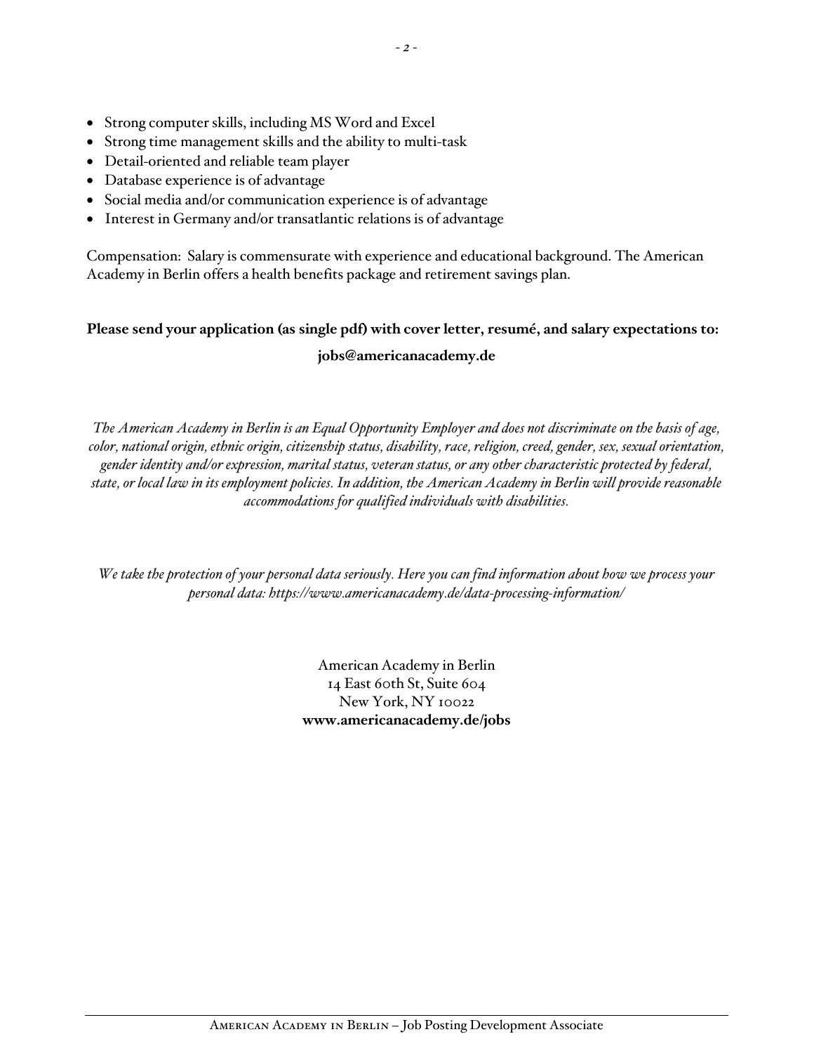- Strong computer skills, including MS Word and Excel
- Strong time management skills and the ability to multi-task
- Detail-oriented and reliable team player
- Database experience is of advantage
- Social media and/or communication experience is of advantage
- Interest in Germany and/or transatlantic relations is of advantage

Compensation: Salary is commensurate with experience and educational background. The American Academy in Berlin offers a health benefits package and retirement savings plan.

**Please send your application (as single pdf) with cover letter, resumé, and salary expectations to:**

**jobs@americanacademy.de**

*The American Academy in Berlin is an Equal Opportunity Employer and does not discriminate on the basis of age, color, national origin, ethnic origin, citizenship status, disability, race, religion, creed, gender, sex, sexual orientation, gender identity and/or expression, marital status, veteran status, or any other characteristic protected by federal, state, or local law in its employment policies. In addition, the American Academy in Berlin will provide reasonable accommodations for qualified individuals with disabilities.*

*We take the protection of your personal data seriously. Here you can find information about how we process your personal data: https://www.americanacademy.de/data-processing-information/*

American Academy in Berlin
14 East 60th St, Suite 604
New York, NY 10022
**www.americanacademy.de/jobs**